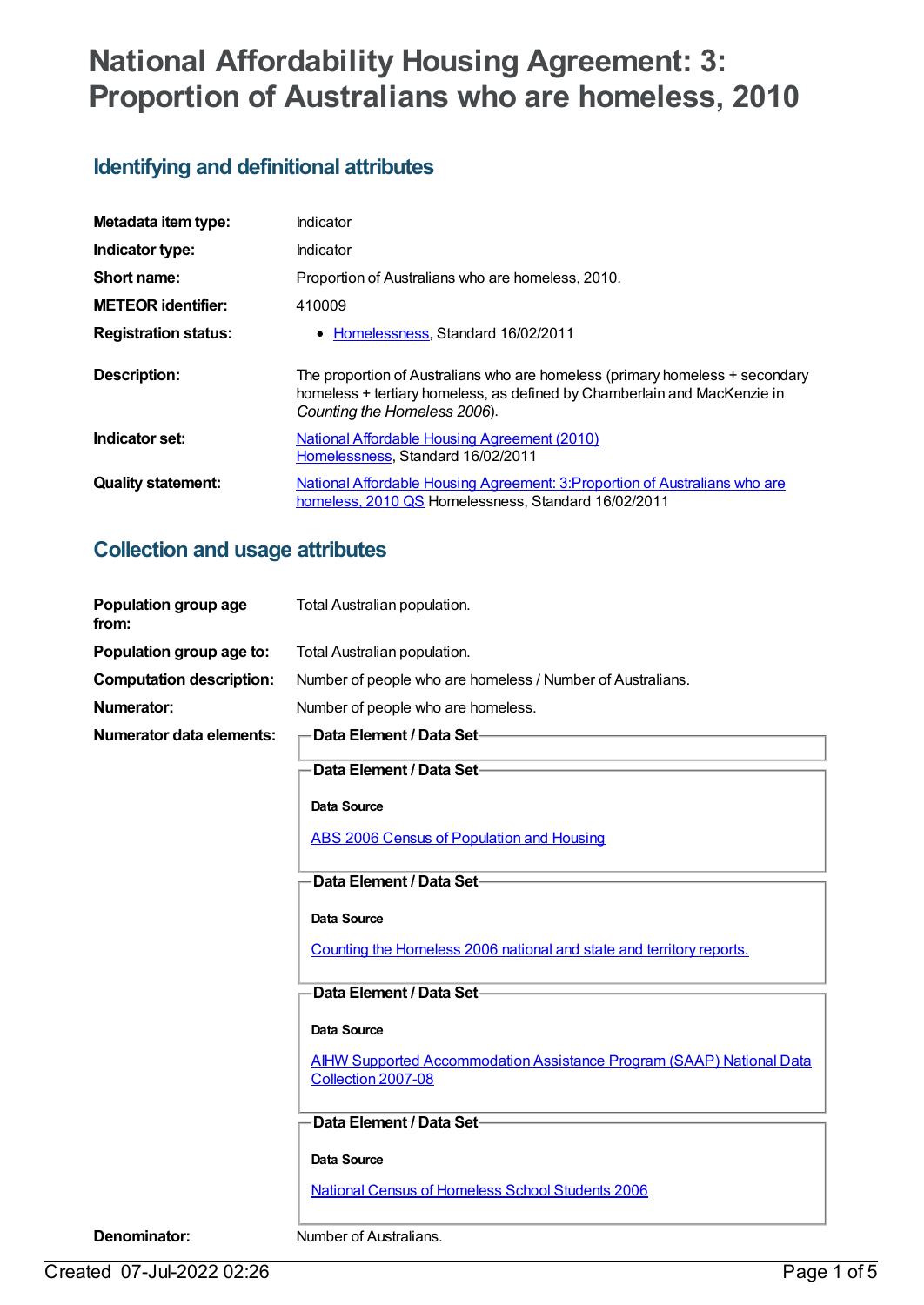# National Affordability Housing Agreement: 3: Proportion of Australians who are homeless, 2010

## Identifying and definitional attributes

**Metadata item type:** Indicator

**Indicator type:** Indicator

**Short name:** Proportion of Australians who are homeless, 2010.

**METEOR identifier:** 410009

**Registration status:**
- Homelessness, Standard 16/02/2011

**Description:** The proportion of Australians who are homeless (primary homeless + secondary homeless + tertiary homeless, as defined by Chamberlain and MacKenzie in *Counting the Homeless 2006*).

**Indicator set:** National Affordable Housing Agreement (2010)
Homelessness, Standard 16/02/2011

**Quality statement:** National Affordable Housing Agreement: 3:Proportion of Australians who are homeless, 2010 QS Homelessness, Standard 16/02/2011

## Collection and usage attributes

**Population group age from:** Total Australian population.

**Population group age to:** Total Australian population.

**Computation description:** Number of people who are homeless / Number of Australians.

**Numerator:** Number of people who are homeless.

**Numerator data elements:**

**Data Element / Data Set**

**Data Element / Data Set**

**Data Source**

ABS 2006 Census of Population and Housing

**Data Element / Data Set**

**Data Source**

Counting the Homeless 2006 national and state and territory reports.

**Data Element / Data Set**

**Data Source**

AIHW Supported Accommodation Assistance Program (SAAP) National Data Collection 2007-08

**Data Element / Data Set**

**Data Source**

National Census of Homeless School Students 2006

**Denominator:** Number of Australians.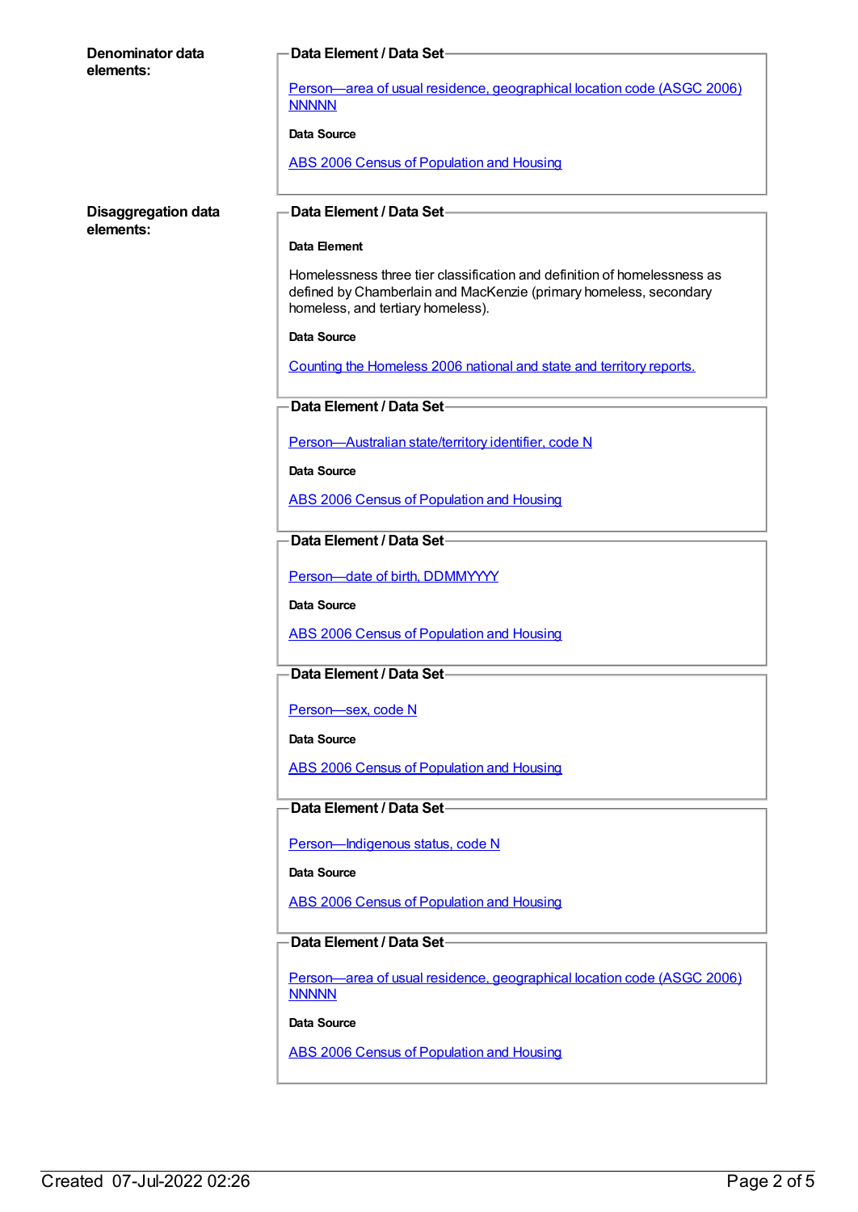**Denominator data elements:**

**Data Element / Data Set**

Person—area of usual residence, geographical location code (ASGC 2006) NNNNN

**Data Source**

ABS 2006 Census of Population and Housing

**Disaggregation data elements:**

**Data Element / Data Set**

**Data Element**

Homelessness three tier classification and definition of homelessness as defined by Chamberlain and MacKenzie (primary homeless, secondary homeless, and tertiary homeless).

**Data Source**

Counting the Homeless 2006 national and state and territory reports.

**Data Element / Data Set**

Person—Australian state/territory identifier, code N

**Data Source**

ABS 2006 Census of Population and Housing

**Data Element / Data Set**

Person—date of birth, DDMMYYYY

**Data Source**

ABS 2006 Census of Population and Housing

**Data Element / Data Set**

Person—sex, code N

**Data Source**

ABS 2006 Census of Population and Housing

**Data Element / Data Set**

Person—Indigenous status, code N

**Data Source**

ABS 2006 Census of Population and Housing

**Data Element / Data Set**

Person—area of usual residence, geographical location code (ASGC 2006) NNNNN

**Data Source**

ABS 2006 Census of Population and Housing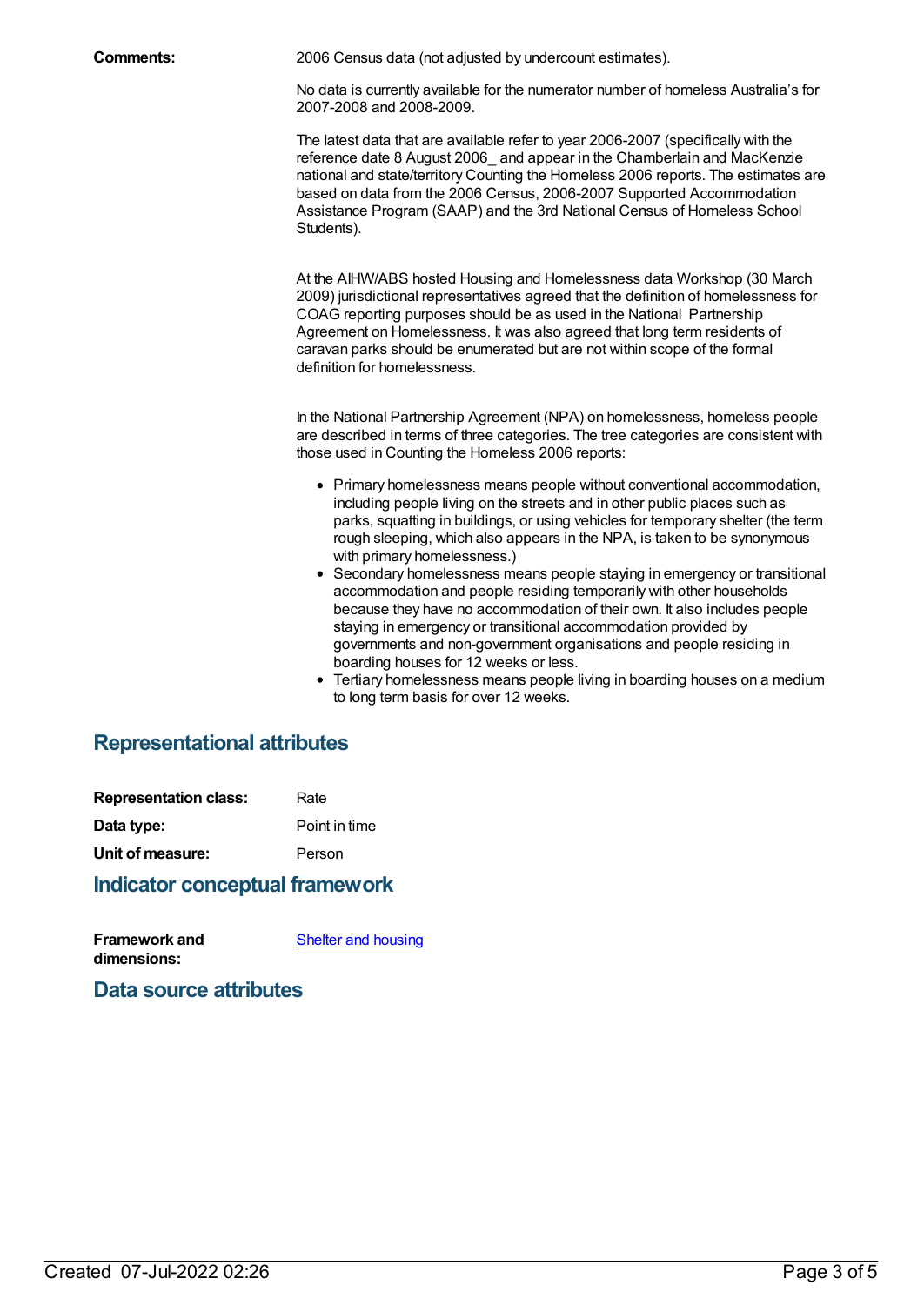**Comments:** 2006 Census data (not adjusted by undercount estimates).

No data is currently available for the numerator number of homeless Australia's for 2007-2008 and 2008-2009.

The latest data that are available refer to year 2006-2007 (specifically with the reference date 8 August 2006_ and appear in the Chamberlain and MacKenzie national and state/territory Counting the Homeless 2006 reports. The estimates are based on data from the 2006 Census, 2006-2007 Supported Accommodation Assistance Program (SAAP) and the 3rd National Census of Homeless School Students).

At the AIHW/ABS hosted Housing and Homelessness data Workshop (30 March 2009) jurisdictional representatives agreed that the definition of homelessness for COAG reporting purposes should be as used in the National Partnership Agreement on Homelessness. It was also agreed that long term residents of caravan parks should be enumerated but are not within scope of the formal definition for homelessness.

In the National Partnership Agreement (NPA) on homelessness, homeless people are described in terms of three categories. The tree categories are consistent with those used in Counting the Homeless 2006 reports:

- Primary homelessness means people without conventional accommodation, including people living on the streets and in other public places such as parks, squatting in buildings, or using vehicles for temporary shelter (the term rough sleeping, which also appears in the NPA, is taken to be synonymous with primary homelessness.)
- Secondary homelessness means people staying in emergency or transitional accommodation and people residing temporarily with other households because they have no accommodation of their own. It also includes people staying in emergency or transitional accommodation provided by governments and non-government organisations and people residing in boarding houses for 12 weeks or less.
- Tertiary homelessness means people living in boarding houses on a medium to long term basis for over 12 weeks.

## Representational attributes

**Representation class:** Rate

**Data type:** Point in time

**Unit of measure:** Person

## Indicator conceptual framework

**Framework and dimensions:** Shelter and housing

## Data source attributes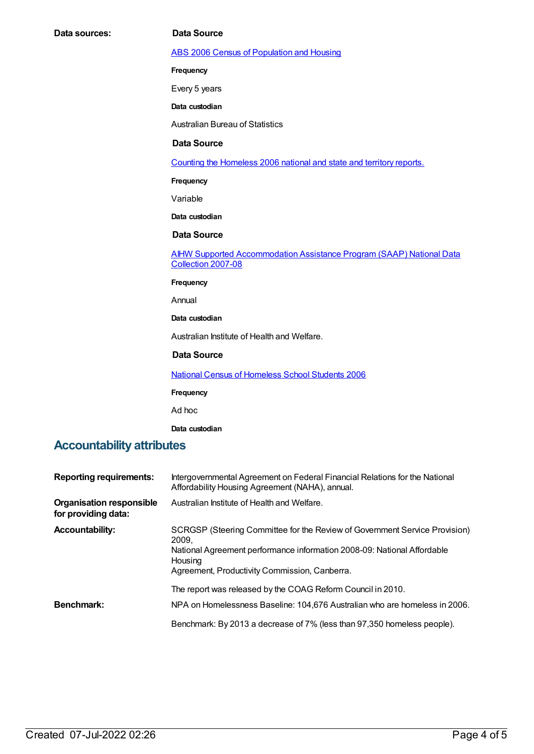**Data sources:**

**Data Source**

[ABS 2006 Census of Population and Housing]

**Frequency**

Every 5 years

**Data custodian**

Australian Bureau of Statistics

**Data Source**

[Counting the Homeless 2006 national and state and territory reports.]

**Frequency**

Variable

**Data custodian**

**Data Source**

[AIHW Supported Accommodation Assistance Program (SAAP) National Data Collection 2007-08]

**Frequency**

Annual

**Data custodian**

Australian Institute of Health and Welfare.

**Data Source**

[National Census of Homeless School Students 2006]

**Frequency**

Ad hoc

**Data custodian**

## Accountability attributes

**Reporting requirements:** Intergovernmental Agreement on Federal Financial Relations for the National Affordability Housing Agreement (NAHA), annual.

**Organisation responsible for providing data:** Australian Institute of Health and Welfare.

**Accountability:** SCRGSP (Steering Committee for the Review of Government Service Provision) 2009,
National Agreement performance information 2008-09: National Affordable Housing
Agreement, Productivity Commission, Canberra.

The report was released by the COAG Reform Council in 2010.

**Benchmark:** NPA on Homelessness Baseline: 104,676 Australian who are homeless in 2006.

Benchmark: By 2013 a decrease of 7% (less than 97,350 homeless people).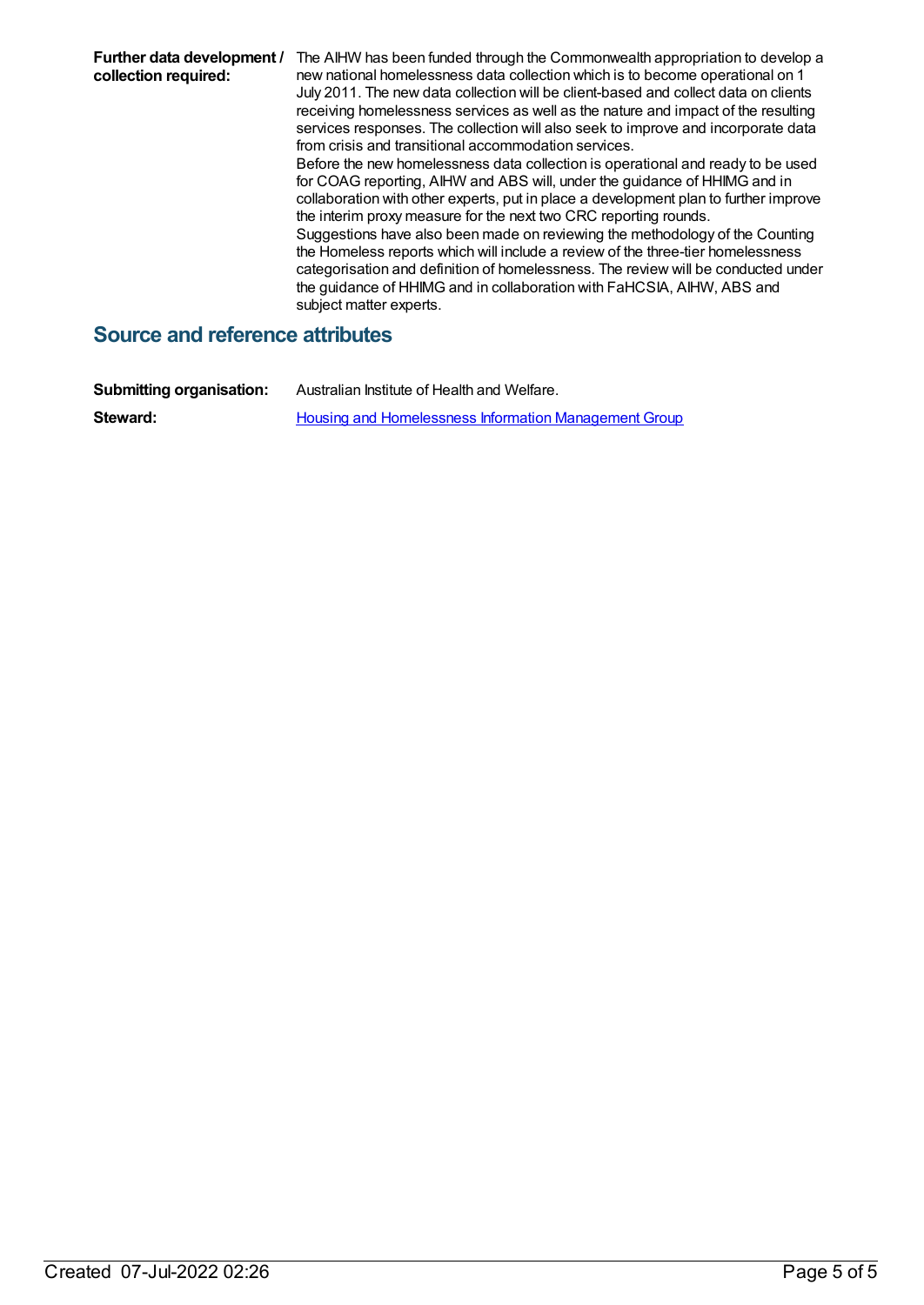**Further data development / collection required:** The AIHW has been funded through the Commonwealth appropriation to develop a new national homelessness data collection which is to become operational on 1 July 2011. The new data collection will be client-based and collect data on clients receiving homelessness services as well as the nature and impact of the resulting services responses. The collection will also seek to improve and incorporate data from crisis and transitional accommodation services.

Before the new homelessness data collection is operational and ready to be used for COAG reporting, AIHW and ABS will, under the guidance of HHIMG and in collaboration with other experts, put in place a development plan to further improve the interim proxy measure for the next two CRC reporting rounds.

Suggestions have also been made on reviewing the methodology of the Counting the Homeless reports which will include a review of the three-tier homelessness categorisation and definition of homelessness. The review will be conducted under the guidance of HHIMG and in collaboration with FaHCSIA, AIHW, ABS and subject matter experts.

## Source and reference attributes

**Submitting organisation:** Australian Institute of Health and Welfare.

**Steward:** Housing and Homelessness Information Management Group